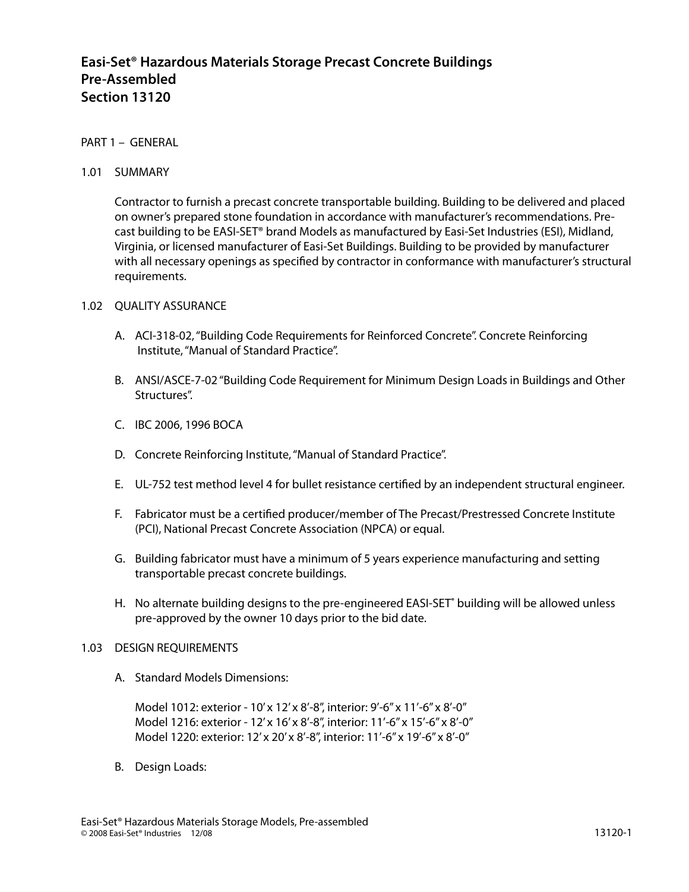# Easi-Set® Hazardous Materials Storage Precast Concrete Buildings
# Pre-Assembled
# Section 13120

## PART 1 – GENERAL

### 1.01 SUMMARY

Contractor to furnish a precast concrete transportable building. Building to be delivered and placed on owner's prepared stone foundation in accordance with manufacturer's recommendations. Pre-cast building to be EASI-SET® brand Models as manufactured by Easi-Set Industries (ESI), Midland, Virginia, or licensed manufacturer of Easi-Set Buildings. Building to be provided by manufacturer with all necessary openings as specified by contractor in conformance with manufacturer's structural requirements.

### 1.02 QUALITY ASSURANCE

A. ACI-318-02, "Building Code Requirements for Reinforced Concrete". Concrete Reinforcing Institute, "Manual of Standard Practice".

B. ANSI/ASCE-7-02 "Building Code Requirement for Minimum Design Loads in Buildings and Other Structures".

C. IBC 2006, 1996 BOCA

D. Concrete Reinforcing Institute, "Manual of Standard Practice".

E. UL-752 test method level 4 for bullet resistance certified by an independent structural engineer.

F. Fabricator must be a certified producer/member of The Precast/Prestressed Concrete Institute (PCI), National Precast Concrete Association (NPCA) or equal.

G. Building fabricator must have a minimum of 5 years experience manufacturing and setting transportable precast concrete buildings.

H. No alternate building designs to the pre-engineered EASI-SET® building will be allowed unless pre-approved by the owner 10 days prior to the bid date.

### 1.03 DESIGN REQUIREMENTS

A. Standard Models Dimensions:

Model 1012: exterior - 10' x 12' x 8'-8", interior: 9'-6" x 11'-6" x 8'-0"
Model 1216: exterior - 12' x 16' x 8'-8", interior: 11'-6" x 15'-6" x 8'-0"
Model 1220: exterior: 12' x 20' x 8'-8", interior: 11'-6" x 19'-6" x 8'-0"

B. Design Loads: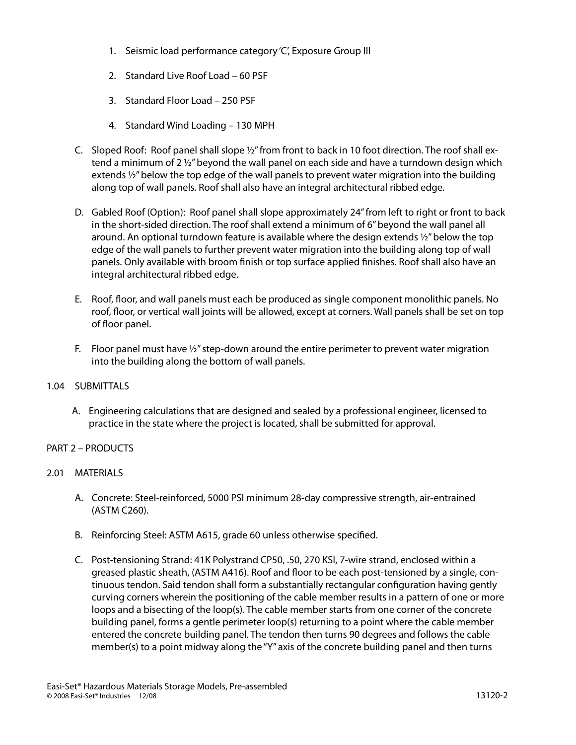1. Seismic load performance category 'C', Exposure Group III
2. Standard Live Roof Load – 60 PSF
3. Standard Floor Load – 250 PSF
4. Standard Wind Loading – 130 MPH

C. Sloped Roof: Roof panel shall slope ½" from front to back in 10 foot direction. The roof shall extend a minimum of 2 ½" beyond the wall panel on each side and have a turndown design which extends ½" below the top edge of the wall panels to prevent water migration into the building along top of wall panels. Roof shall also have an integral architectural ribbed edge.

D. Gabled Roof (Option): Roof panel shall slope approximately 24" from left to right or front to back in the short-sided direction. The roof shall extend a minimum of 6" beyond the wall panel all around. An optional turndown feature is available where the design extends ½" below the top edge of the wall panels to further prevent water migration into the building along top of wall panels. Only available with broom finish or top surface applied finishes. Roof shall also have an integral architectural ribbed edge.

E. Roof, floor, and wall panels must each be produced as single component monolithic panels. No roof, floor, or vertical wall joints will be allowed, except at corners. Wall panels shall be set on top of floor panel.

F. Floor panel must have ½" step-down around the entire perimeter to prevent water migration into the building along the bottom of wall panels.

## 1.04 SUBMITTALS

A. Engineering calculations that are designed and sealed by a professional engineer, licensed to practice in the state where the project is located, shall be submitted for approval.

# PART 2 – PRODUCTS

## 2.01 MATERIALS

A. Concrete: Steel-reinforced, 5000 PSI minimum 28-day compressive strength, air-entrained (ASTM C260).

B. Reinforcing Steel: ASTM A615, grade 60 unless otherwise specified.

C. Post-tensioning Strand: 41K Polystrand CP50, .50, 270 KSI, 7-wire strand, enclosed within a greased plastic sheath, (ASTM A416). Roof and floor to be each post-tensioned by a single, continuous tendon. Said tendon shall form a substantially rectangular configuration having gently curving corners wherein the positioning of the cable member results in a pattern of one or more loops and a bisecting of the loop(s). The cable member starts from one corner of the concrete building panel, forms a gentle perimeter loop(s) returning to a point where the cable member entered the concrete building panel. The tendon then turns 90 degrees and follows the cable member(s) to a point midway along the "Y" axis of the concrete building panel and then turns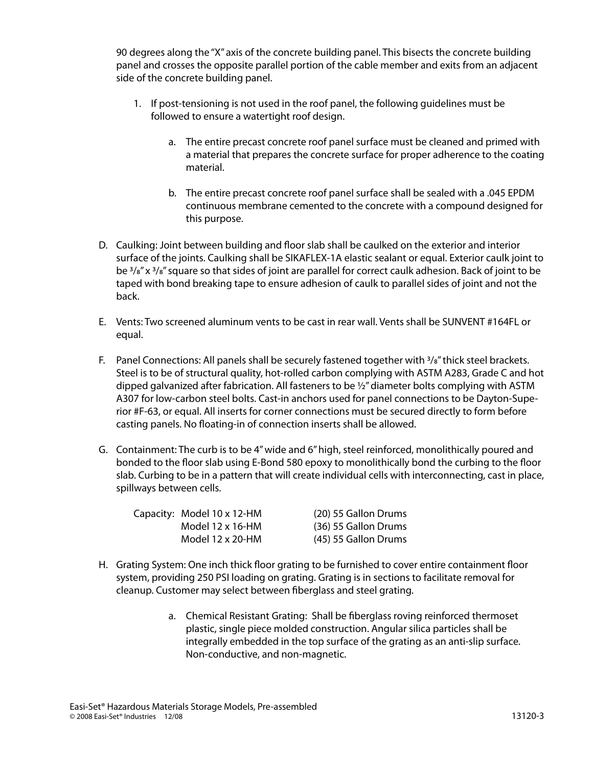90 degrees along the "X" axis of the concrete building panel. This bisects the concrete building panel and crosses the opposite parallel portion of the cable member and exits from an adjacent side of the concrete building panel.

1. If post-tensioning is not used in the roof panel, the following guidelines must be followed to ensure a watertight roof design.

    a. The entire precast concrete roof panel surface must be cleaned and primed with a material that prepares the concrete surface for proper adherence to the coating material.

    b. The entire precast concrete roof panel surface shall be sealed with a .045 EPDM continuous membrane cemented to the concrete with a compound designed for this purpose.

D. Caulking: Joint between building and floor slab shall be caulked on the exterior and interior surface of the joints. Caulking shall be SIKAFLEX-1A elastic sealant or equal. Exterior caulk joint to be 3/8" x 3/8" square so that sides of joint are parallel for correct caulk adhesion. Back of joint to be taped with bond breaking tape to ensure adhesion of caulk to parallel sides of joint and not the back.

E. Vents: Two screened aluminum vents to be cast in rear wall. Vents shall be SUNVENT #164FL or equal.

F. Panel Connections: All panels shall be securely fastened together with 3/8" thick steel brackets. Steel is to be of structural quality, hot-rolled carbon complying with ASTM A283, Grade C and hot dipped galvanized after fabrication. All fasteners to be ½" diameter bolts complying with ASTM A307 for low-carbon steel bolts. Cast-in anchors used for panel connections to be Dayton-Superior #F-63, or equal. All inserts for corner connections must be secured directly to form before casting panels. No floating-in of connection inserts shall be allowed.

G. Containment: The curb is to be 4" wide and 6" high, steel reinforced, monolithically poured and bonded to the floor slab using E-Bond 580 epoxy to monolithically bond the curbing to the floor slab. Curbing to be in a pattern that will create individual cells with interconnecting, cast in place, spillways between cells.

| Capacity: | Model 10 x 12-HM | (20) 55 Gallon Drums |
|---|---|---|
| | Model 12 x 16-HM | (36) 55 Gallon Drums |
| | Model 12 x 20-HM | (45) 55 Gallon Drums |

H. Grating System: One inch thick floor grating to be furnished to cover entire containment floor system, providing 250 PSI loading on grating. Grating is in sections to facilitate removal for cleanup. Customer may select between fiberglass and steel grating.

    a. Chemical Resistant Grating: Shall be fiberglass roving reinforced thermoset plastic, single piece molded construction. Angular silica particles shall be integrally embedded in the top surface of the grating as an anti-slip surface. Non-conductive, and non-magnetic.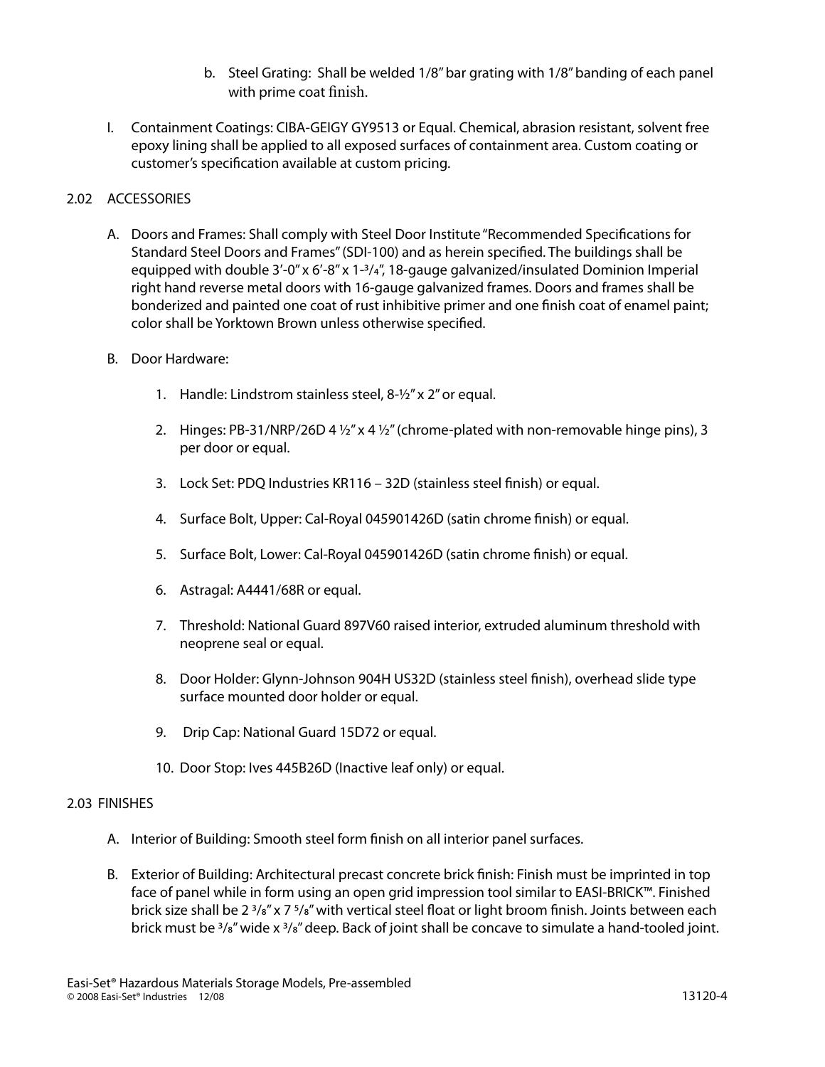b. Steel Grating: Shall be welded 1/8" bar grating with 1/8" banding of each panel with prime coat finish.

I. Containment Coatings: CIBA-GEIGY GY9513 or Equal. Chemical, abrasion resistant, solvent free epoxy lining shall be applied to all exposed surfaces of containment area. Custom coating or customer's specification available at custom pricing.

## 2.02 ACCESSORIES

A. Doors and Frames: Shall comply with Steel Door Institute "Recommended Specifications for Standard Steel Doors and Frames" (SDI-100) and as herein specified. The buildings shall be equipped with double 3'-0" x 6'-8" x 1-3/4", 18-gauge galvanized/insulated Dominion Imperial right hand reverse metal doors with 16-gauge galvanized frames. Doors and frames shall be bonderized and painted one coat of rust inhibitive primer and one finish coat of enamel paint; color shall be Yorktown Brown unless otherwise specified.

B. Door Hardware:

1. Handle: Lindstrom stainless steel, 8-½" x 2" or equal.
2. Hinges: PB-31/NRP/26D 4 ½" x 4 ½" (chrome-plated with non-removable hinge pins), 3 per door or equal.
3. Lock Set: PDQ Industries KR116 – 32D (stainless steel finish) or equal.
4. Surface Bolt, Upper: Cal-Royal 045901426D (satin chrome finish) or equal.
5. Surface Bolt, Lower: Cal-Royal 045901426D (satin chrome finish) or equal.
6. Astragal: A4441/68R or equal.
7. Threshold: National Guard 897V60 raised interior, extruded aluminum threshold with neoprene seal or equal.
8. Door Holder: Glynn-Johnson 904H US32D (stainless steel finish), overhead slide type surface mounted door holder or equal.
9. Drip Cap: National Guard 15D72 or equal.
10. Door Stop: Ives 445B26D (Inactive leaf only) or equal.

## 2.03 FINISHES

A. Interior of Building: Smooth steel form finish on all interior panel surfaces.

B. Exterior of Building: Architectural precast concrete brick finish: Finish must be imprinted in top face of panel while in form using an open grid impression tool similar to EASI-BRICK™. Finished brick size shall be 2 3/8" x 7 5/8" with vertical steel float or light broom finish. Joints between each brick must be 3/8" wide x 3/8" deep. Back of joint shall be concave to simulate a hand-tooled joint.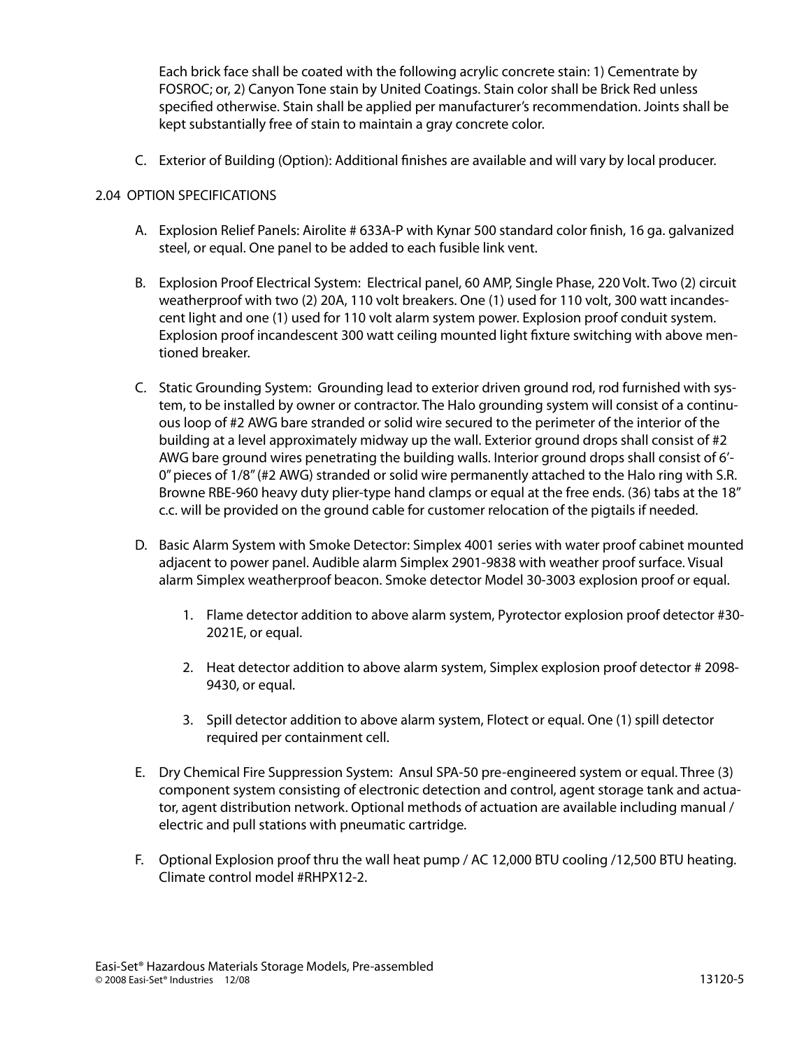Each brick face shall be coated with the following acrylic concrete stain: 1) Cementrate by FOSROC; or, 2) Canyon Tone stain by United Coatings. Stain color shall be Brick Red unless specified otherwise. Stain shall be applied per manufacturer's recommendation. Joints shall be kept substantially free of stain to maintain a gray concrete color.

C. Exterior of Building (Option): Additional finishes are available and will vary by local producer.

## 2.04 OPTION SPECIFICATIONS

A. Explosion Relief Panels: Airolite # 633A-P with Kynar 500 standard color finish, 16 ga. galvanized steel, or equal. One panel to be added to each fusible link vent.

B. Explosion Proof Electrical System: Electrical panel, 60 AMP, Single Phase, 220 Volt. Two (2) circuit weatherproof with two (2) 20A, 110 volt breakers. One (1) used for 110 volt, 300 watt incandescent light and one (1) used for 110 volt alarm system power. Explosion proof conduit system. Explosion proof incandescent 300 watt ceiling mounted light fixture switching with above mentioned breaker.

C. Static Grounding System: Grounding lead to exterior driven ground rod, rod furnished with system, to be installed by owner or contractor. The Halo grounding system will consist of a continuous loop of #2 AWG bare stranded or solid wire secured to the perimeter of the interior of the building at a level approximately midway up the wall. Exterior ground drops shall consist of #2 AWG bare ground wires penetrating the building walls. Interior ground drops shall consist of 6'-0" pieces of 1/8" (#2 AWG) stranded or solid wire permanently attached to the Halo ring with S.R. Browne RBE-960 heavy duty plier-type hand clamps or equal at the free ends. (36) tabs at the 18" c.c. will be provided on the ground cable for customer relocation of the pigtails if needed.

D. Basic Alarm System with Smoke Detector: Simplex 4001 series with water proof cabinet mounted adjacent to power panel. Audible alarm Simplex 2901-9838 with weather proof surface. Visual alarm Simplex weatherproof beacon. Smoke detector Model 30-3003 explosion proof or equal.

   1. Flame detector addition to above alarm system, Pyrotector explosion proof detector #30-2021E, or equal.

   2. Heat detector addition to above alarm system, Simplex explosion proof detector # 2098-9430, or equal.

   3. Spill detector addition to above alarm system, Flotect or equal. One (1) spill detector required per containment cell.

E. Dry Chemical Fire Suppression System: Ansul SPA-50 pre-engineered system or equal. Three (3) component system consisting of electronic detection and control, agent storage tank and actuator, agent distribution network. Optional methods of actuation are available including manual / electric and pull stations with pneumatic cartridge.

F. Optional Explosion proof thru the wall heat pump / AC 12,000 BTU cooling /12,500 BTU heating. Climate control model #RHPX12-2.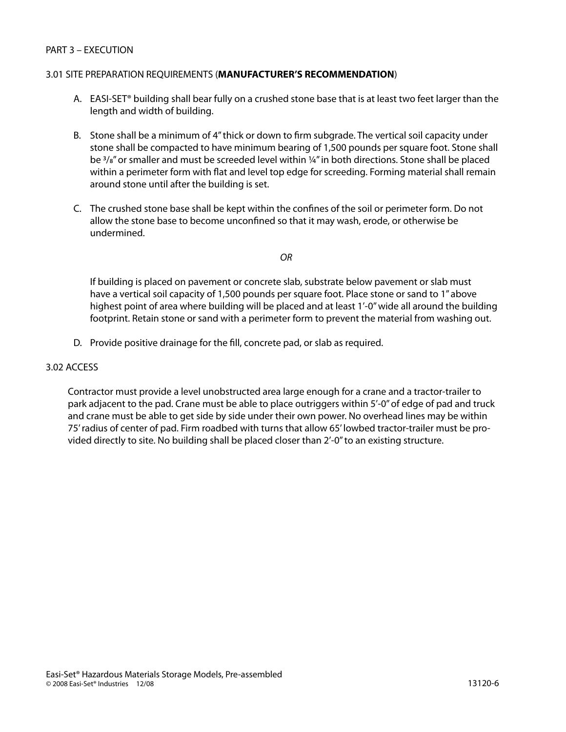PART 3 – EXECUTION

3.01 SITE PREPARATION REQUIREMENTS (**MANUFACTURER'S RECOMMENDATION**)

A. EASI-SET® building shall bear fully on a crushed stone base that is at least two feet larger than the length and width of building.

B. Stone shall be a minimum of 4" thick or down to firm subgrade. The vertical soil capacity under stone shall be compacted to have minimum bearing of 1,500 pounds per square foot. Stone shall be 3/8" or smaller and must be screeded level within ¼" in both directions. Stone shall be placed within a perimeter form with flat and level top edge for screeding. Forming material shall remain around stone until after the building is set.

C. The crushed stone base shall be kept within the confines of the soil or perimeter form. Do not allow the stone base to become unconfined so that it may wash, erode, or otherwise be undermined.

*OR*

If building is placed on pavement or concrete slab, substrate below pavement or slab must have a vertical soil capacity of 1,500 pounds per square foot. Place stone or sand to 1" above highest point of area where building will be placed and at least 1'-0" wide all around the building footprint. Retain stone or sand with a perimeter form to prevent the material from washing out.

D. Provide positive drainage for the fill, concrete pad, or slab as required.

3.02 ACCESS

Contractor must provide a level unobstructed area large enough for a crane and a tractor-trailer to park adjacent to the pad. Crane must be able to place outriggers within 5'-0" of edge of pad and truck and crane must be able to get side by side under their own power. No overhead lines may be within 75' radius of center of pad. Firm roadbed with turns that allow 65' lowbed tractor-trailer must be provided directly to site. No building shall be placed closer than 2'-0" to an existing structure.